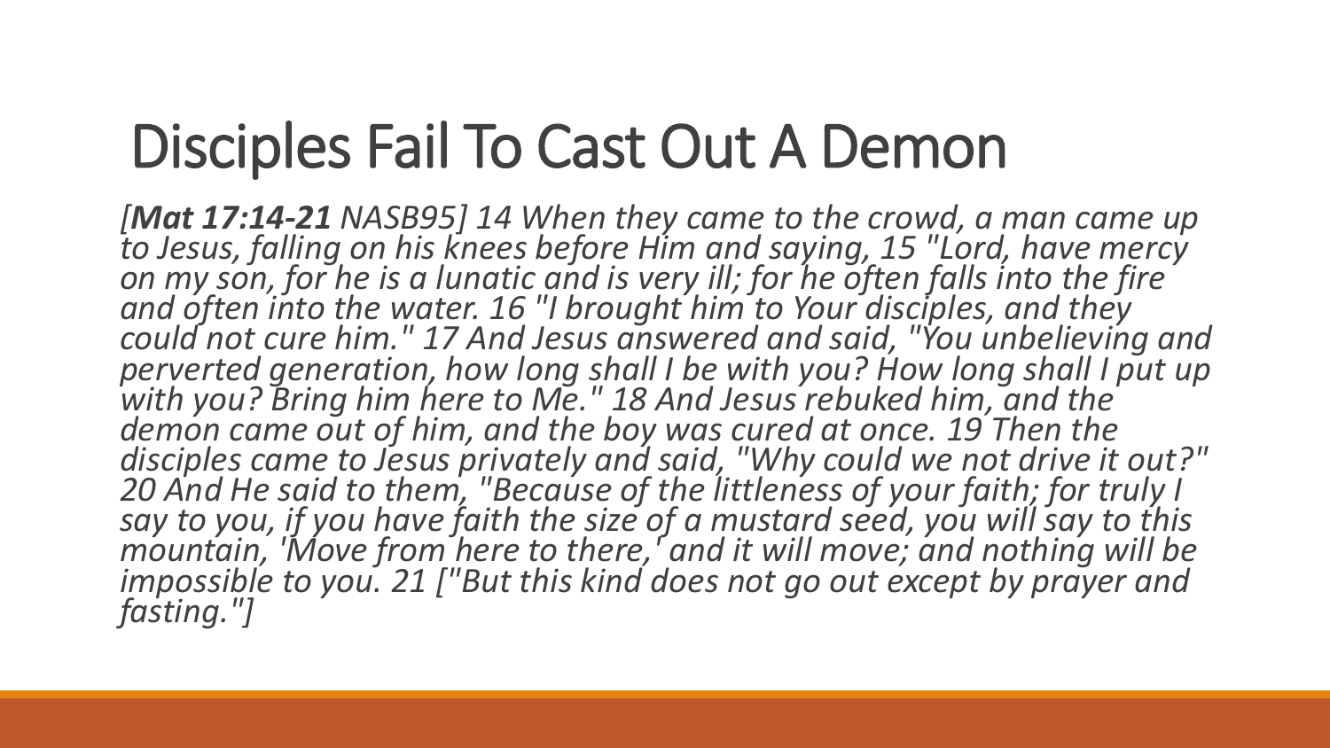# Disciples Fail To Cast Out A Demon

*[**Mat 17:14-21** NASB95] 14 When they came to the crowd, a man came up to Jesus, falling on his knees before Him and saying, 15 "Lord, have mercy on my son, for he is a lunatic and is very ill; for he often falls into the fire and often into the water. 16 "I brought him to Your disciples, and they could not cure him." 17 And Jesus answered and said, "You unbelieving and perverted generation, how long shall I be with you? How long shall I put up with you? Bring him here to Me." 18 And Jesus rebuked him, and the demon came out of him, and the boy was cured at once. 19 Then the disciples came to Jesus privately and said, "Why could we not drive it out?" 20 And He said to them, "Because of the littleness of your faith; for truly I say to you, if you have faith the size of a mustard seed, you will say to this mountain, 'Move from here to there,' and it will move; and nothing will be impossible to you. 21 ["But this kind does not go out except by prayer and fasting."]*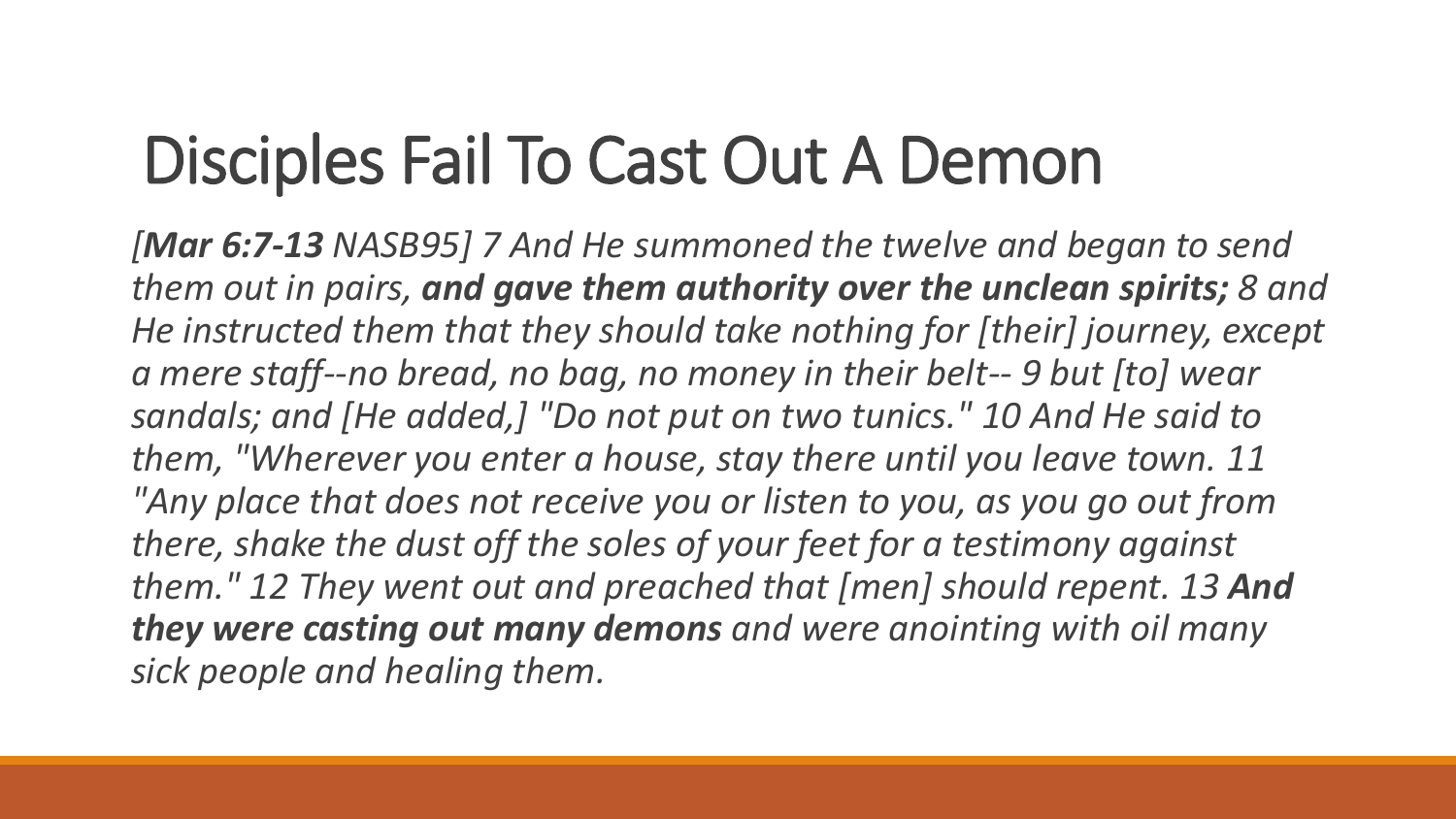# Disciples Fail To Cast Out A Demon

*[**Mar 6:7-13** NASB95] 7 And He summoned the twelve and began to send them out in pairs, **and gave them authority over the unclean spirits;** 8 and He instructed them that they should take nothing for [their] journey, except a mere staff--no bread, no bag, no money in their belt-- 9 but [to] wear sandals; and [He added,] "Do not put on two tunics." 10 And He said to them, "Wherever you enter a house, stay there until you leave town. 11 "Any place that does not receive you or listen to you, as you go out from there, shake the dust off the soles of your feet for a testimony against them." 12 They went out and preached that [men] should repent. 13 **And they were casting out many demons** and were anointing with oil many sick people and healing them.*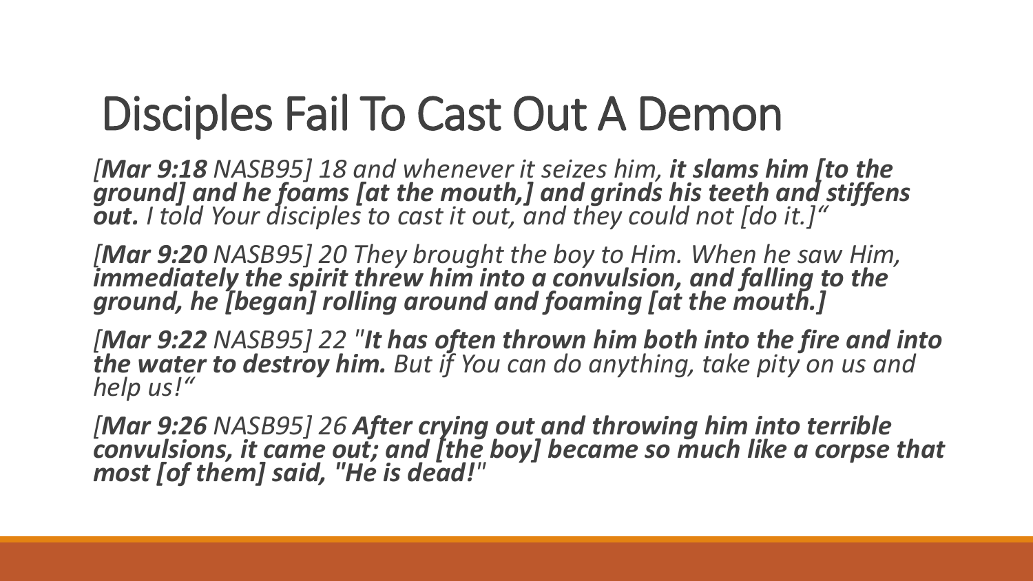# Disciples Fail To Cast Out A Demon

*[**Mar 9:18** NASB95] 18 and whenever it seizes him, **it slams him [to the ground] and he foams [at the mouth,] and grinds his teeth and stiffens out.** I told Your disciples to cast it out, and they could not [do it.]"*

*[**Mar 9:20** NASB95] 20 They brought the boy to Him. When he saw Him, **immediately the spirit threw him into a convulsion, and falling to the ground, he [began] rolling around and foaming [at the mouth.]***

*[**Mar 9:22** NASB95] 22 "**It has often thrown him both into the fire and into the water to destroy him.** But if You can do anything, take pity on us and help us!"*

*[**Mar 9:26** NASB95] 26 **After crying out and throwing him into terrible convulsions, it came out; and [the boy] became so much like a corpse that most [of them] said, "He is dead!"***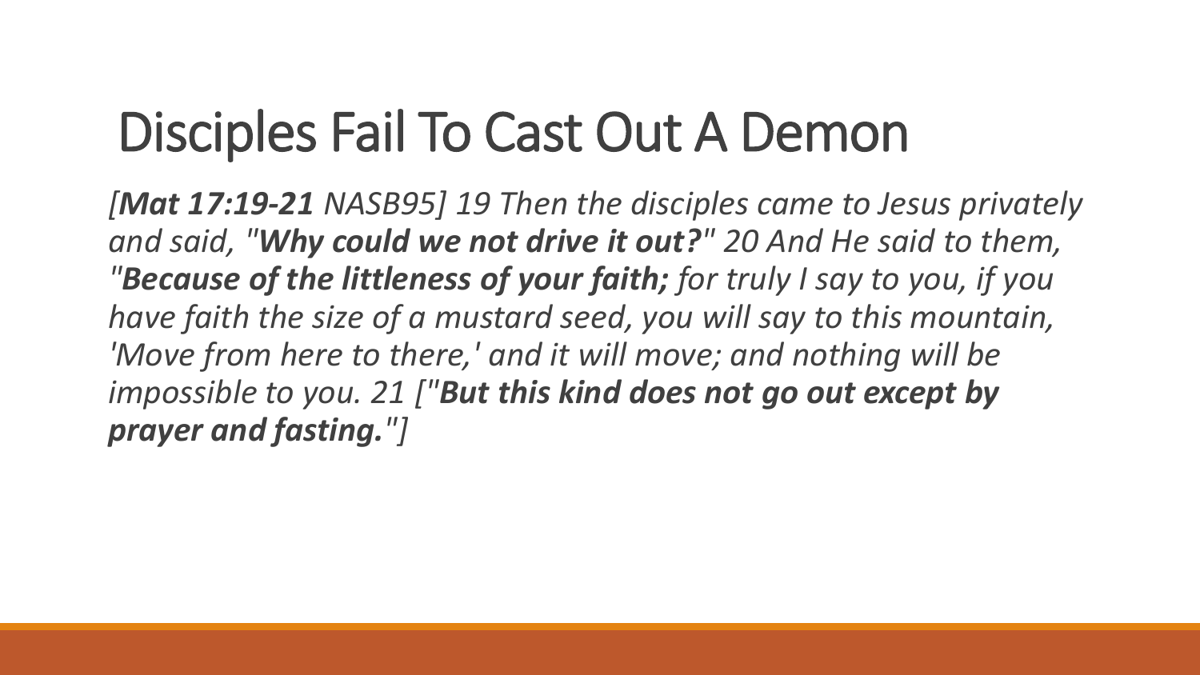# Disciples Fail To Cast Out A Demon

*[**Mat 17:19-21** NASB95] 19 Then the disciples came to Jesus privately and said, "**Why could we not drive it out?**" 20 And He said to them, "**Because of the littleness of your faith;** for truly I say to you, if you have faith the size of a mustard seed, you will say to this mountain, 'Move from here to there,' and it will move; and nothing will be impossible to you. 21 ["**But this kind does not go out except by prayer and fasting.**"]*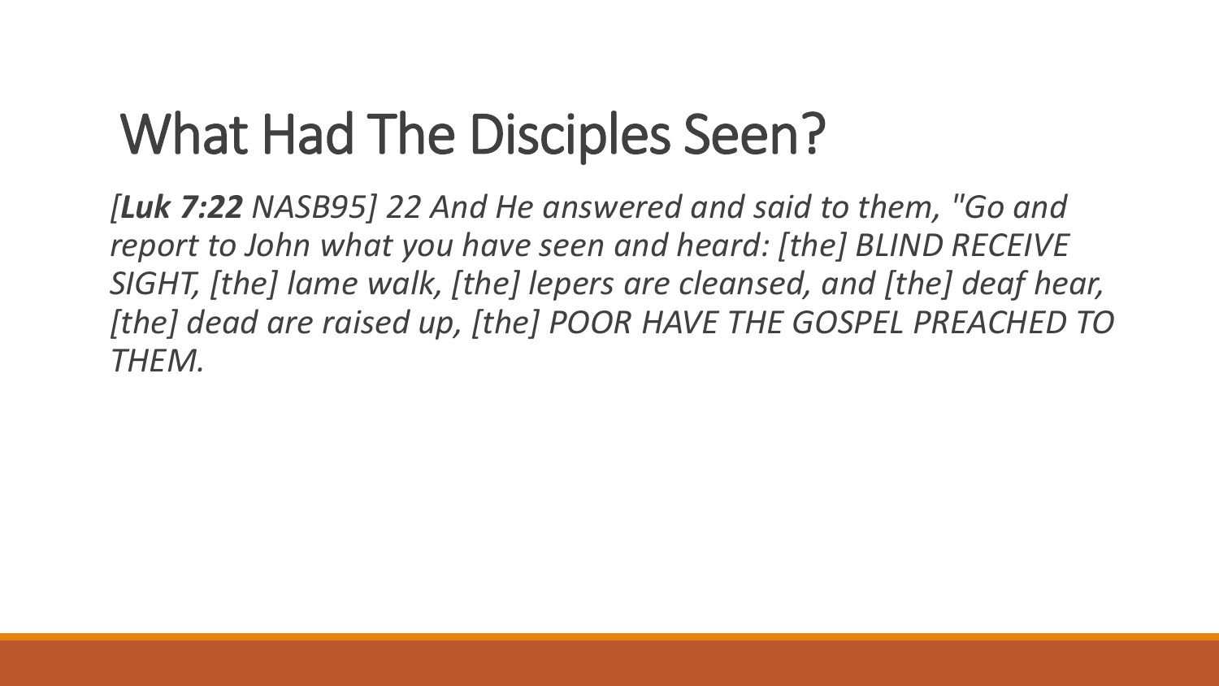# What Had The Disciples Seen?

*[**Luk 7:22** NASB95] 22 And He answered and said to them, "Go and report to John what you have seen and heard: [the] BLIND RECEIVE SIGHT, [the] lame walk, [the] lepers are cleansed, and [the] deaf hear, [the] dead are raised up, [the] POOR HAVE THE GOSPEL PREACHED TO THEM.*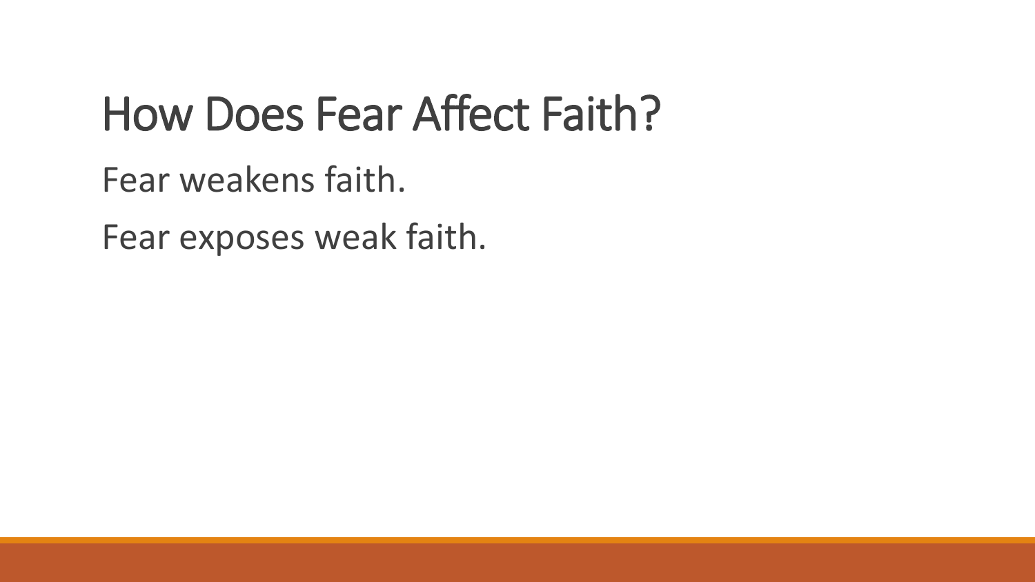# How Does Fear Affect Faith?

Fear weakens faith.

Fear exposes weak faith.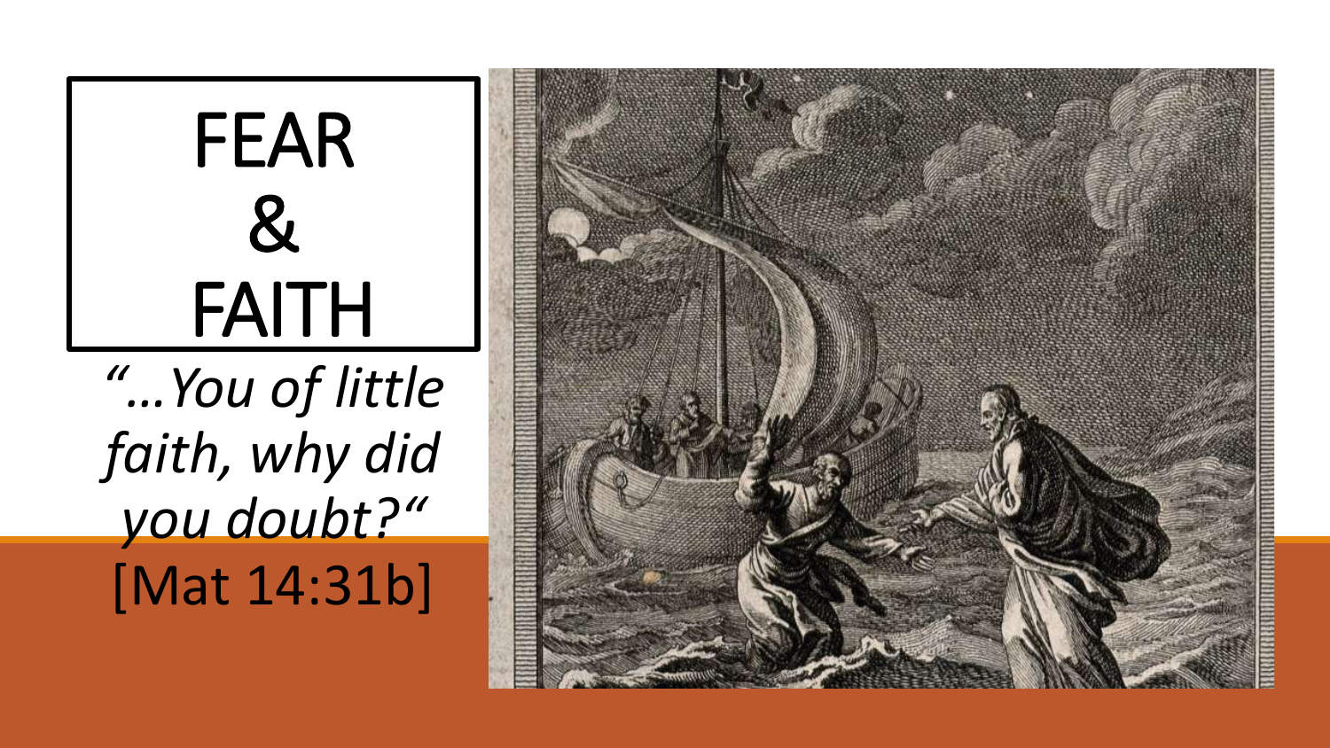# FEAR & FAITH

*"…You of little faith, why did you doubt?"*
[Mat 14:31b]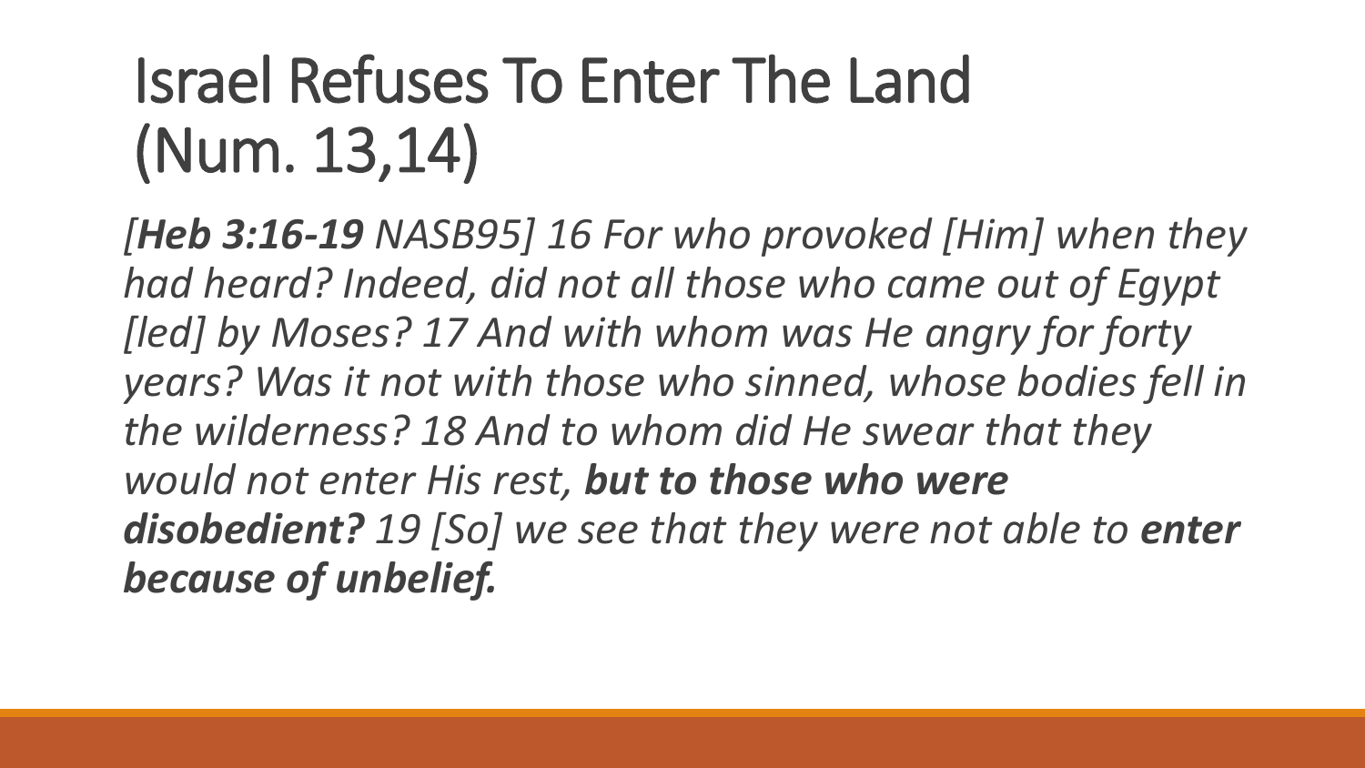# Israel Refuses To Enter The Land (Num. 13,14)

*[**Heb 3:16-19** NASB95] 16 For who provoked [Him] when they had heard? Indeed, did not all those who came out of Egypt [led] by Moses? 17 And with whom was He angry for forty years? Was it not with those who sinned, whose bodies fell in the wilderness? 18 And to whom did He swear that they would not enter His rest, **but to those who were disobedient?** 19 [So] we see that they were not able to **enter because of unbelief.***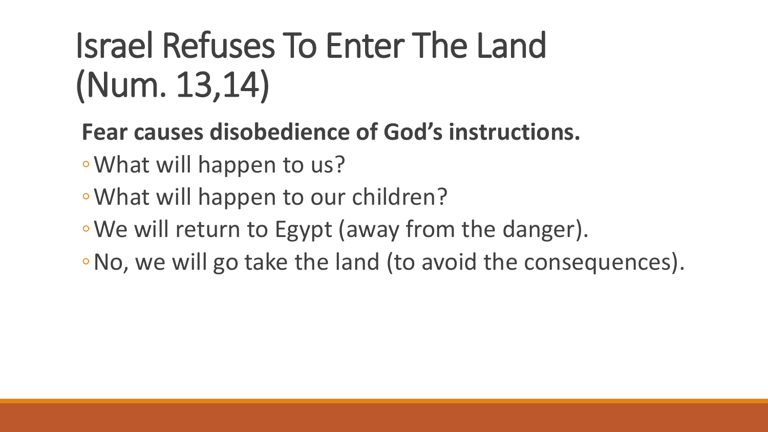# Israel Refuses To Enter The Land (Num. 13,14)

**Fear causes disobedience of God's instructions.**

- What will happen to us?
- What will happen to our children?
- We will return to Egypt (away from the danger).
- No, we will go take the land (to avoid the consequences).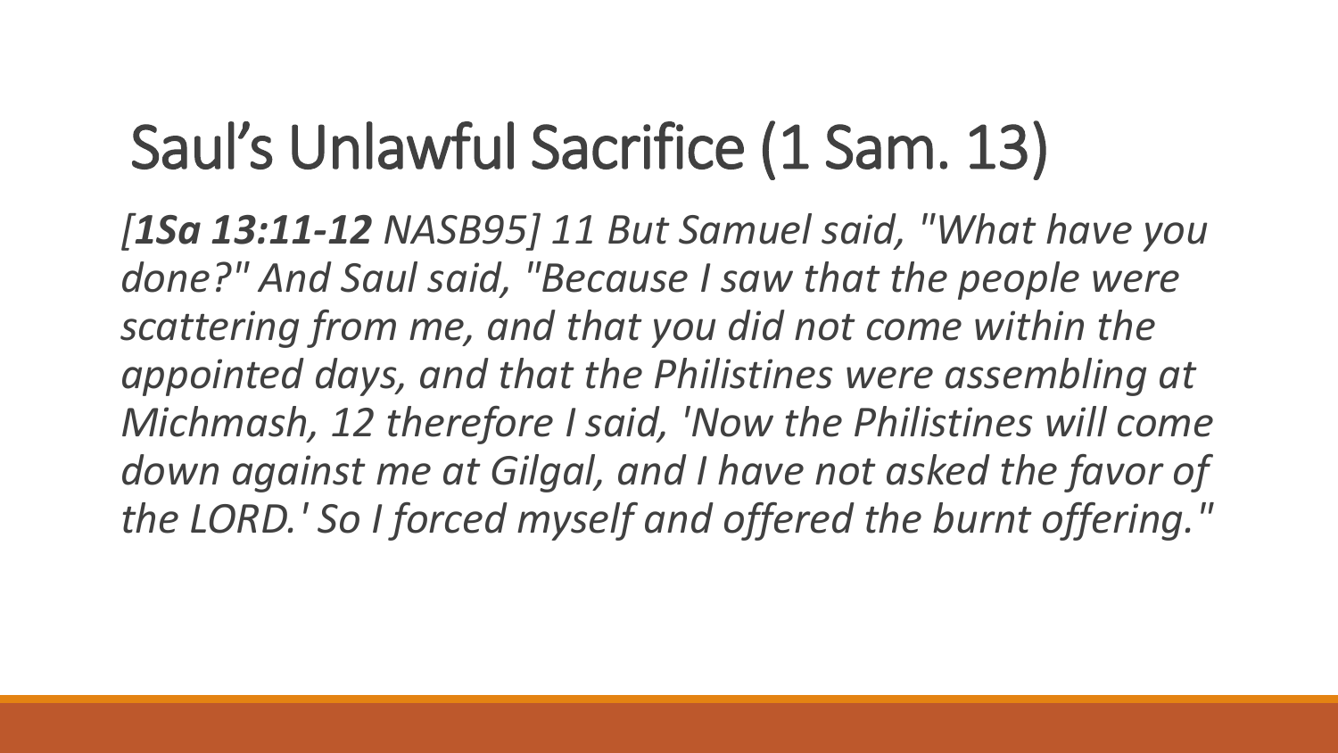# Saul's Unlawful Sacrifice (1 Sam. 13)

*[**1Sa 13:11-12** NASB95] 11 But Samuel said, "What have you done?" And Saul said, "Because I saw that the people were scattering from me, and that you did not come within the appointed days, and that the Philistines were assembling at Michmash, 12 therefore I said, 'Now the Philistines will come down against me at Gilgal, and I have not asked the favor of the LORD.' So I forced myself and offered the burnt offering."*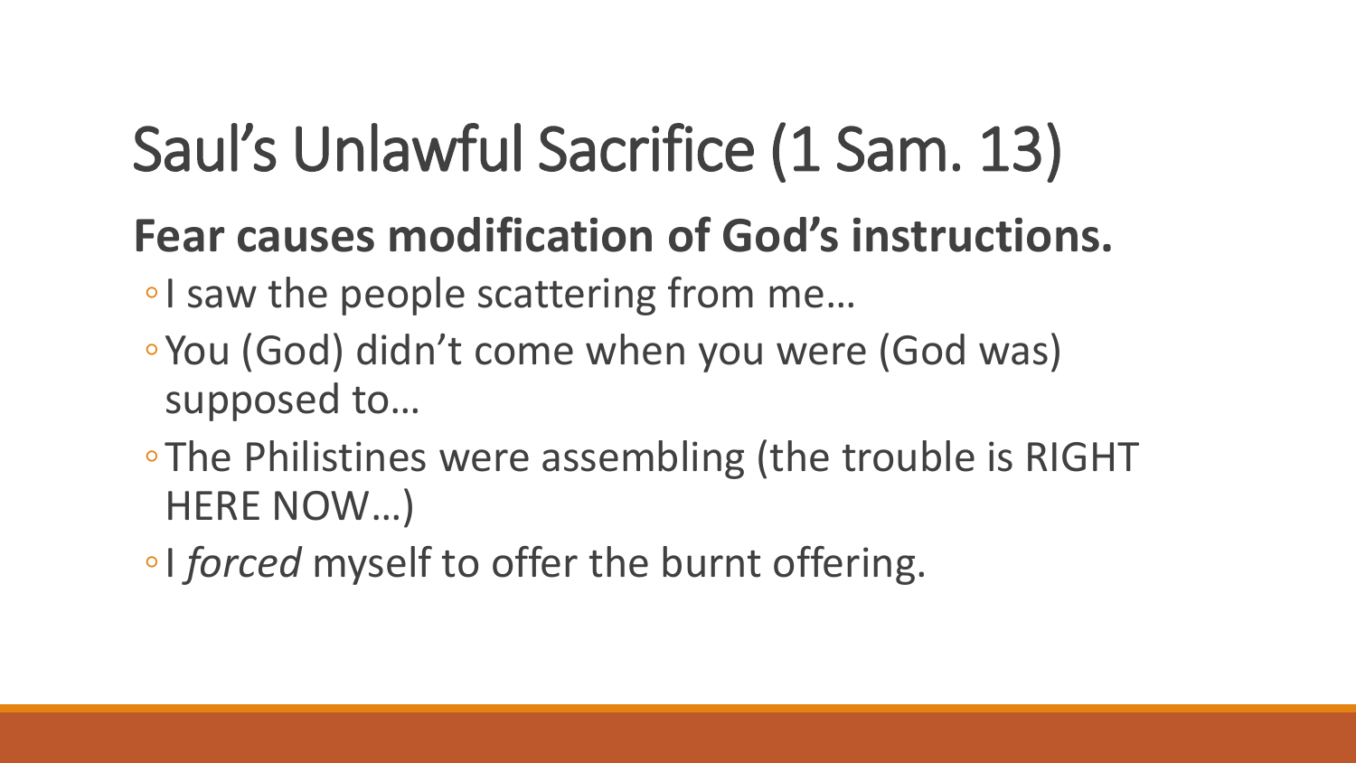# Saul's Unlawful Sacrifice (1 Sam. 13)

**Fear causes modification of God's instructions.**

- I saw the people scattering from me…
- You (God) didn't come when you were (God was) supposed to…
- The Philistines were assembling (the trouble is RIGHT HERE NOW…)
- I *forced* myself to offer the burnt offering.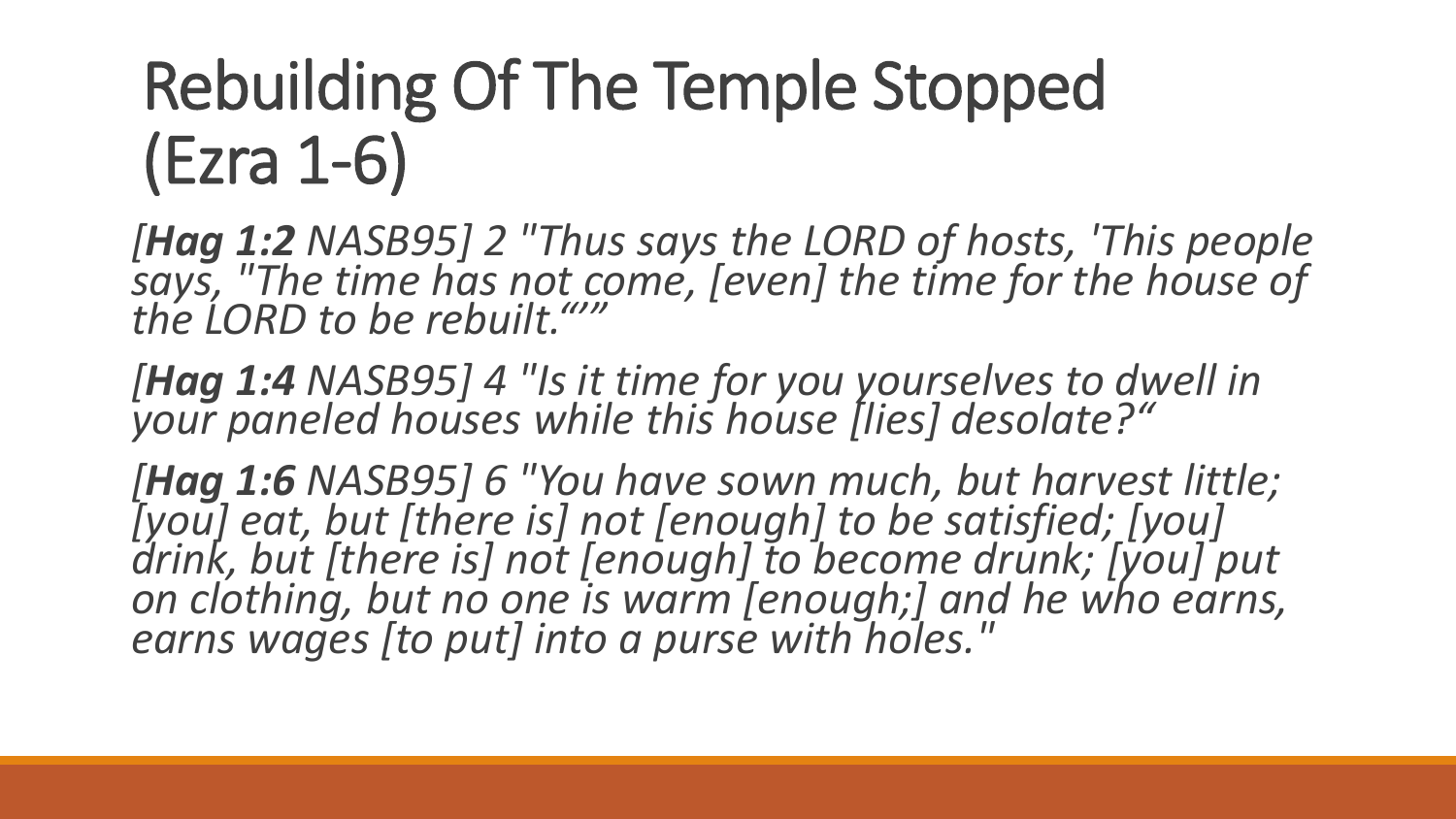# Rebuilding Of The Temple Stopped (Ezra 1-6)

*[**Hag 1:2** NASB95] 2 "Thus says the LORD of hosts, 'This people says, "The time has not come, [even] the time for the house of the LORD to be rebuilt."'"*

*[**Hag 1:4** NASB95] 4 "Is it time for you yourselves to dwell in your paneled houses while this house [lies] desolate?"*

*[**Hag 1:6** NASB95] 6 "You have sown much, but harvest little; [you] eat, but [there is] not [enough] to be satisfied; [you] drink, but [there is] not [enough] to become drunk; [you] put on clothing, but no one is warm [enough;] and he who earns, earns wages [to put] into a purse with holes."*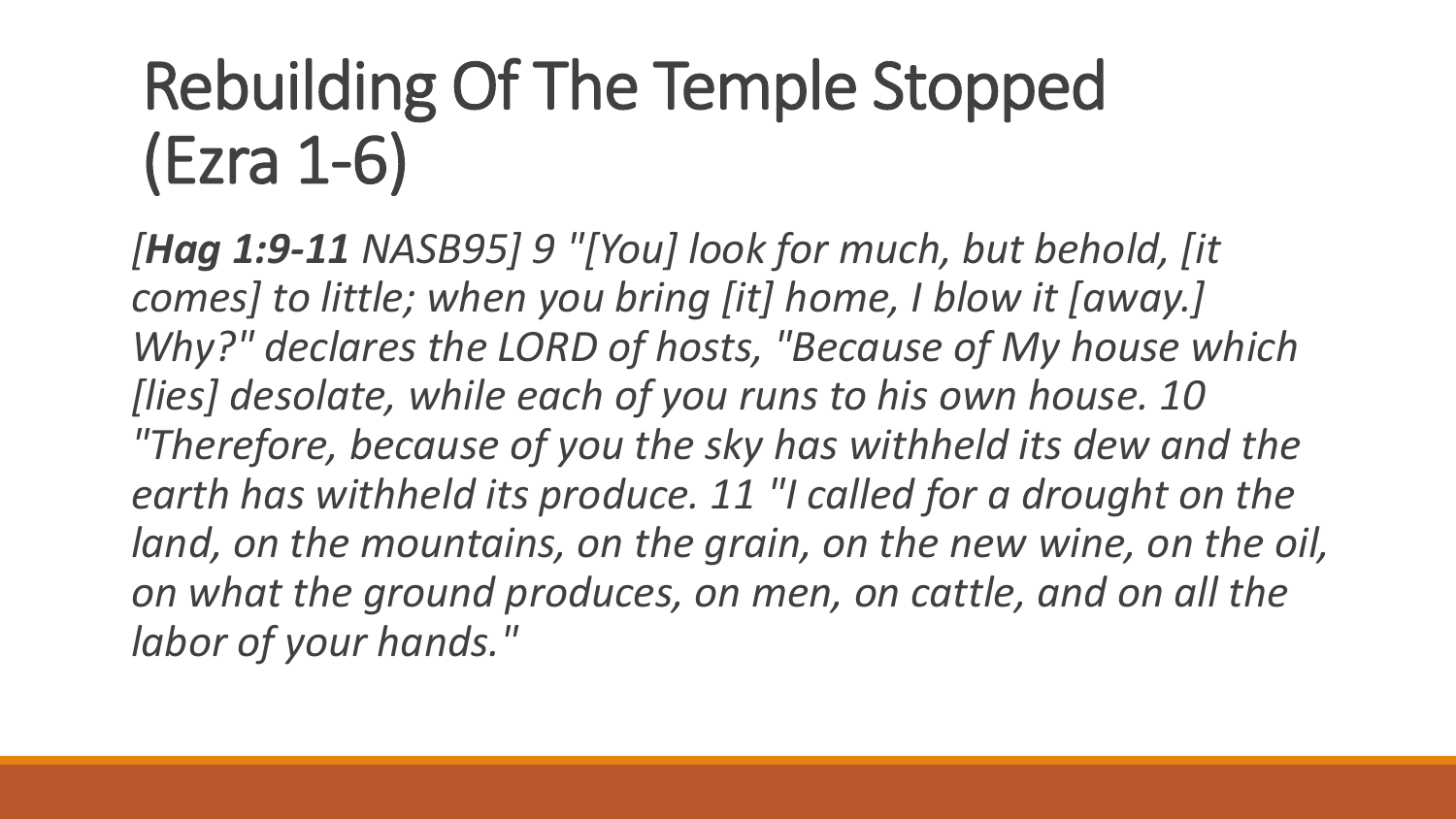# Rebuilding Of The Temple Stopped (Ezra 1-6)

*[**Hag 1:9-11** NASB95] 9 "[You] look for much, but behold, [it comes] to little; when you bring [it] home, I blow it [away.] Why?" declares the LORD of hosts, "Because of My house which [lies] desolate, while each of you runs to his own house. 10 "Therefore, because of you the sky has withheld its dew and the earth has withheld its produce. 11 "I called for a drought on the land, on the mountains, on the grain, on the new wine, on the oil, on what the ground produces, on men, on cattle, and on all the labor of your hands."*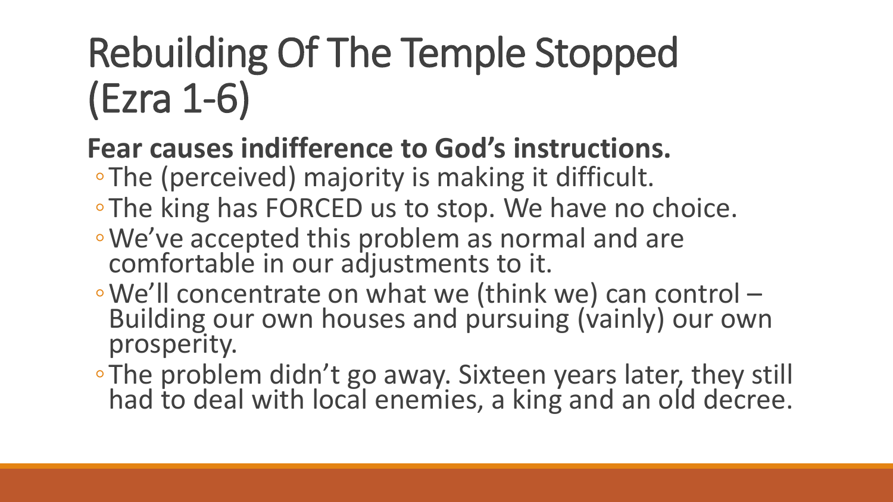# Rebuilding Of The Temple Stopped (Ezra 1-6)

**Fear causes indifference to God's instructions.**

- The (perceived) majority is making it difficult.
- The king has FORCED us to stop. We have no choice.
- We've accepted this problem as normal and are comfortable in our adjustments to it.
- We'll concentrate on what we (think we) can control – Building our own houses and pursuing (vainly) our own prosperity.
- The problem didn't go away. Sixteen years later, they still had to deal with local enemies, a king and an old decree.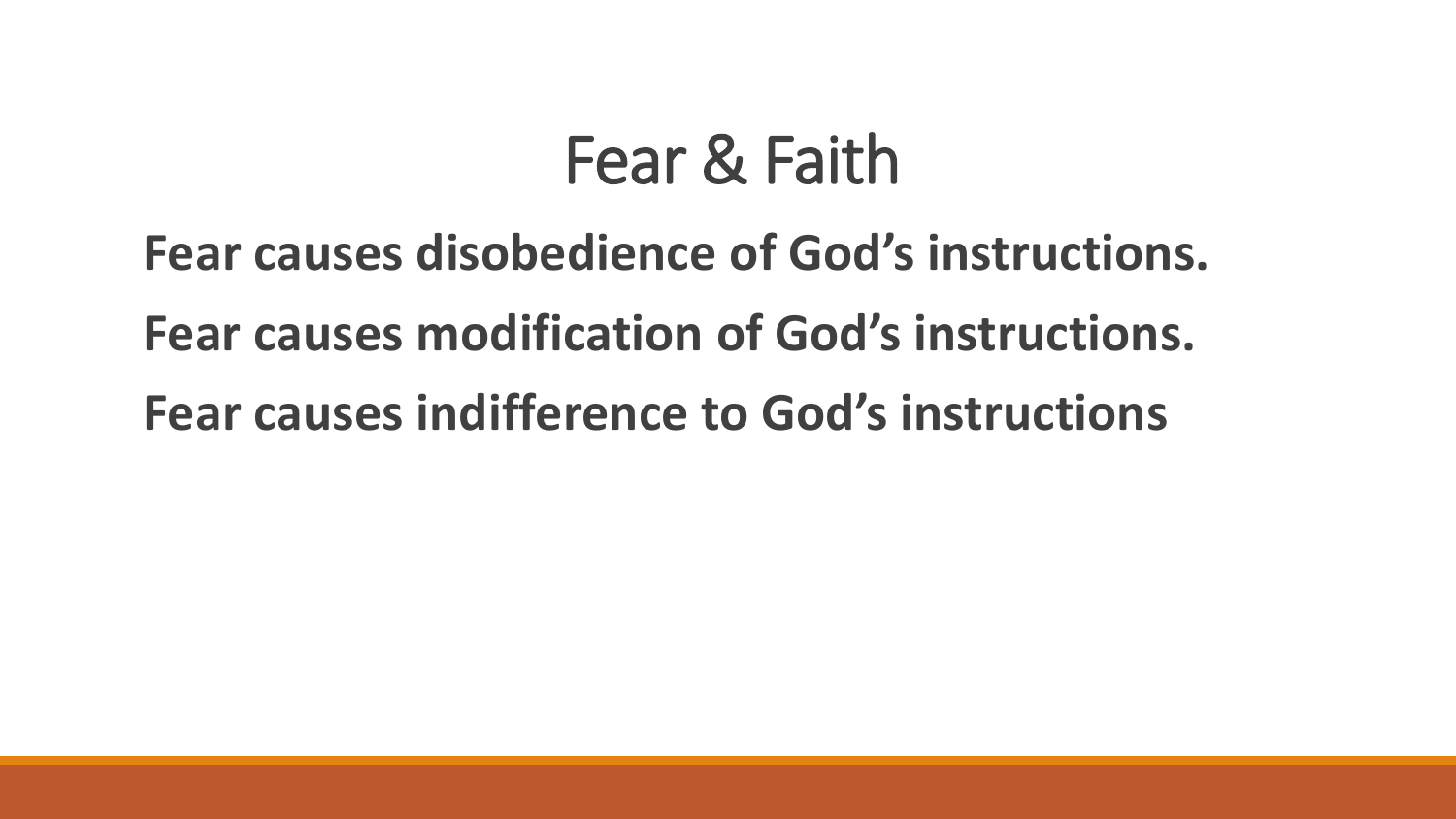# Fear & Faith

**Fear causes disobedience of God’s instructions.**

**Fear causes modification of God’s instructions.**

**Fear causes indifference to God’s instructions**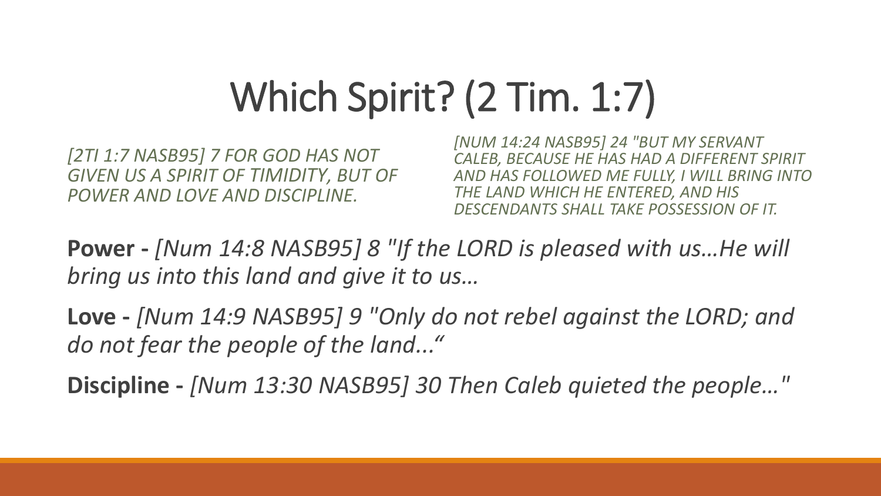# Which Spirit? (2 Tim. 1:7)

*[2TI 1:7 NASB95] 7 FOR GOD HAS NOT GIVEN US A SPIRIT OF TIMIDITY, BUT OF POWER AND LOVE AND DISCIPLINE.*

*[NUM 14:24 NASB95] 24 "BUT MY SERVANT CALEB, BECAUSE HE HAS HAD A DIFFERENT SPIRIT AND HAS FOLLOWED ME FULLY, I WILL BRING INTO THE LAND WHICH HE ENTERED, AND HIS DESCENDANTS SHALL TAKE POSSESSION OF IT.*

**Power -** *[Num 14:8 NASB95] 8 "If the LORD is pleased with us…He will bring us into this land and give it to us…*

**Love -** *[Num 14:9 NASB95] 9 "Only do not rebel against the LORD; and do not fear the people of the land..."*

**Discipline -** *[Num 13:30 NASB95] 30 Then Caleb quieted the people…"*